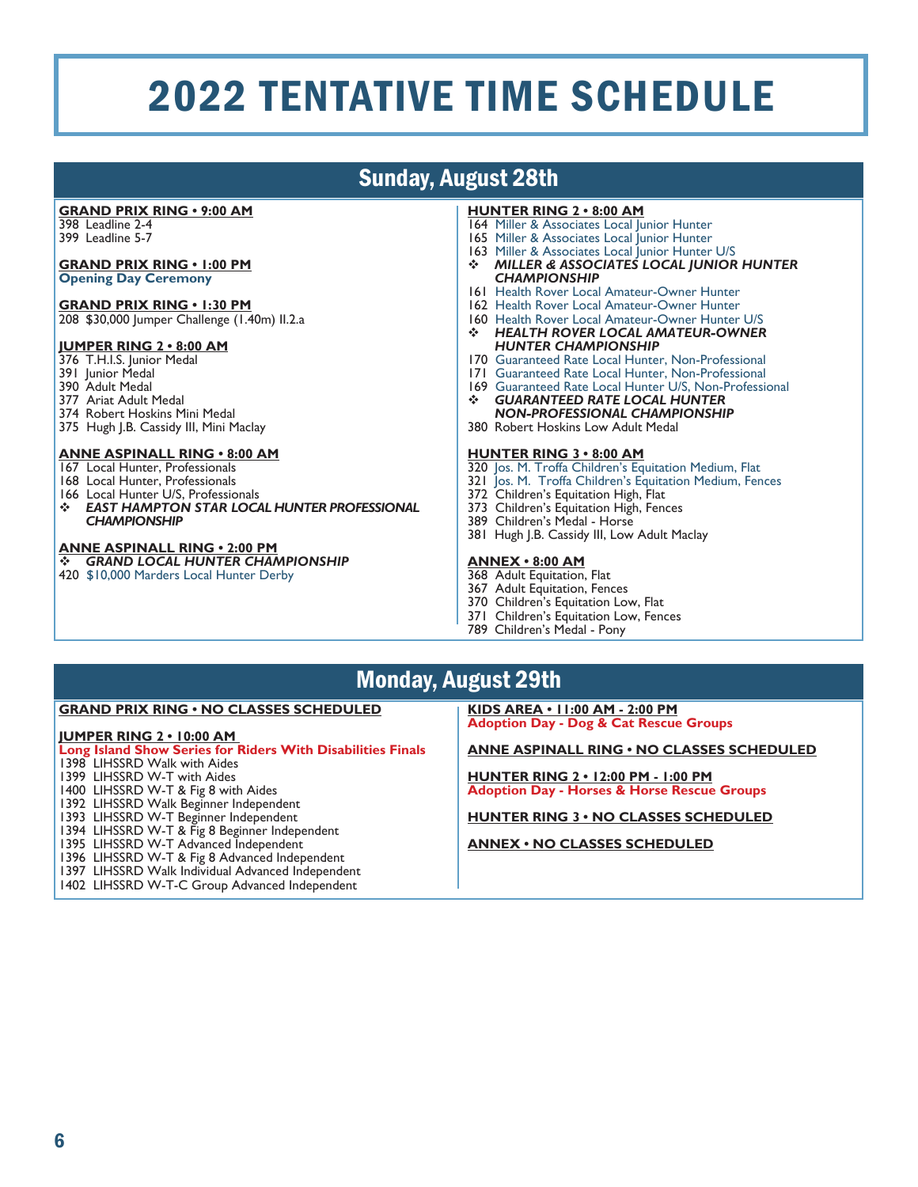# 2022 TENTATIVE TIME SCHEDULE

## Sunday, August 28th

**GRAND PRIX RING • 9:00 AM**
398 Leadline 2-4
399 Leadline 5-7

**GRAND PRIX RING • 1:00 PM**
**Opening Day Ceremony**

**GRAND PRIX RING • 1:30 PM**
208 $30,000 Jumper Challenge (1.40m) II.2.a

**JUMPER RING 2 • 8:00 AM**
376 T.H.I.S. Junior Medal
391 Junior Medal
390 Adult Medal
377 Ariat Adult Medal
374 Robert Hoskins Mini Medal
375 Hugh J.B. Cassidy III, Mini Maclay

**ANNE ASPINALL RING • 8:00 AM**
167 Local Hunter, Professionals
168 Local Hunter, Professionals
166 Local Hunter U/S, Professionals
❖ ***EAST HAMPTON STAR LOCAL HUNTER PROFESSIONAL CHAMPIONSHIP***

**ANNE ASPINALL RING • 2:00 PM**
❖ ***GRAND LOCAL HUNTER CHAMPIONSHIP***
420 $10,000 Marders Local Hunter Derby

**HUNTER RING 2 • 8:00 AM**
164 Miller & Associates Local Junior Hunter
165 Miller & Associates Local Junior Hunter
163 Miller & Associates Local Junior Hunter U/S
❖ ***MILLER & ASSOCIATES LOCAL JUNIOR HUNTER CHAMPIONSHIP***
161 Health Rover Local Amateur-Owner Hunter
162 Health Rover Local Amateur-Owner Hunter
160 Health Rover Local Amateur-Owner Hunter U/S
❖ ***HEALTH ROVER LOCAL AMATEUR-OWNER HUNTER CHAMPIONSHIP***
170 Guaranteed Rate Local Hunter, Non-Professional
171 Guaranteed Rate Local Hunter, Non-Professional
169 Guaranteed Rate Local Hunter U/S, Non-Professional
❖ ***GUARANTEED RATE LOCAL HUNTER NON-PROFESSIONAL CHAMPIONSHIP***
380 Robert Hoskins Low Adult Medal

**HUNTER RING 3 • 8:00 AM**
320 Jos. M. Troffa Children's Equitation Medium, Flat
321 Jos. M. Troffa Children's Equitation Medium, Fences
372 Children's Equitation High, Flat
373 Children's Equitation High, Fences
389 Children's Medal - Horse
381 Hugh J.B. Cassidy III, Low Adult Maclay

**ANNEX • 8:00 AM**
368 Adult Equitation, Flat
367 Adult Equitation, Fences
370 Children's Equitation Low, Flat
371 Children's Equitation Low, Fences
789 Children's Medal - Pony

## Monday, August 29th

**GRAND PRIX RING • NO CLASSES SCHEDULED**

**JUMPER RING 2 • 10:00 AM**
**Long Island Show Series for Riders With Disabilities Finals**
1398 LIHSSRD Walk with Aides
1399 LIHSSRD W-T with Aides
1400 LIHSSRD W-T & Fig 8 with Aides
1392 LIHSSRD Walk Beginner Independent
1393 LIHSSRD W-T Beginner Independent
1394 LIHSSRD W-T & Fig 8 Beginner Independent
1395 LIHSSRD W-T Advanced Independent
1396 LIHSSRD W-T & Fig 8 Advanced Independent
1397 LIHSSRD Walk Individual Advanced Independent
1402 LIHSSRD W-T-C Group Advanced Independent

**KIDS AREA • 11:00 AM - 2:00 PM**
**Adoption Day - Dog & Cat Rescue Groups**

**ANNE ASPINALL RING • NO CLASSES SCHEDULED**

**HUNTER RING 2 • 12:00 PM - 1:00 PM**
**Adoption Day - Horses & Horse Rescue Groups**

**HUNTER RING 3 • NO CLASSES SCHEDULED**

**ANNEX • NO CLASSES SCHEDULED**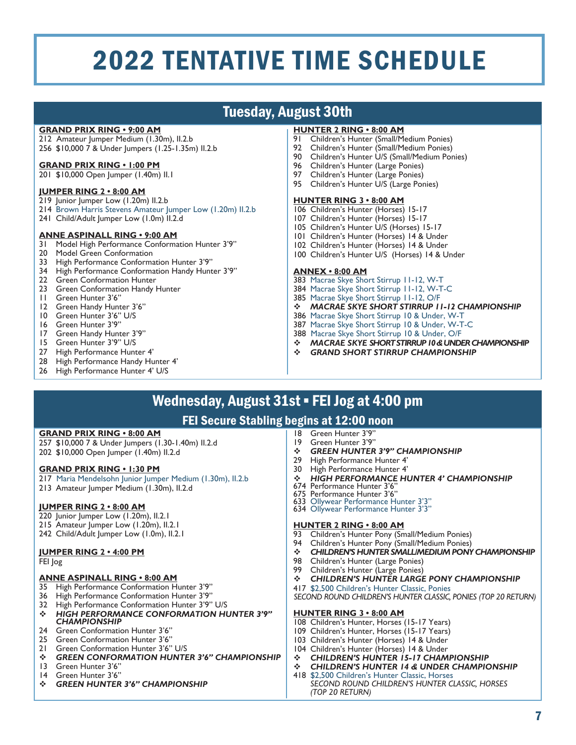# 2022 TENTATIVE TIME SCHEDULE

## Tuesday, August 30th

**GRAND PRIX RING • 9:00 AM**

212 Amateur Jumper Medium (1.30m), II.2.b
256 $10,000 7 & Under Jumpers (1.25-1.35m) II.2.b

**GRAND PRIX RING • 1:00 PM**

201 $10,000 Open Jumper (1.40m) II.1

**JUMPER RING 2 • 8:00 AM**

219 Junior Jumper Low (1.20m) II.2.b
214 Brown Harris Stevens Amateur Jumper Low (1.20m) II.2.b
241 Child/Adult Jumper Low (1.0m) II.2.d

**ANNE ASPINALL RING • 9:00 AM**

31 Model High Performance Conformation Hunter 3'9"
20 Model Green Conformation
33 High Performance Conformation Hunter 3'9"
34 High Performance Conformation Handy Hunter 3'9"
22 Green Conformation Hunter
23 Green Conformation Handy Hunter
11 Green Hunter 3'6"
12 Green Handy Hunter 3'6"
10 Green Hunter 3'6" U/S
16 Green Hunter 3'9"
17 Green Handy Hunter 3'9"
15 Green Hunter 3'9" U/S
27 High Performance Hunter 4'
28 High Performance Handy Hunter 4'
26 High Performance Hunter 4' U/S

**HUNTER 2 RING • 8:00 AM**

91 Children's Hunter (Small/Medium Ponies)
92 Children's Hunter (Small/Medium Ponies)
90 Children's Hunter U/S (Small/Medium Ponies)
96 Children's Hunter (Large Ponies)
97 Children's Hunter (Large Ponies)
95 Children's Hunter U/S (Large Ponies)

**HUNTER RING 3 • 8:00 AM**

106 Children's Hunter (Horses) 15-17
107 Children's Hunter (Horses) 15-17
105 Children's Hunter U/S (Horses) 15-17
101 Children's Hunter (Horses) 14 & Under
102 Children's Hunter (Horses) 14 & Under
100 Children's Hunter U/S (Horses) 14 & Under

**ANNEX • 8:00 AM**

383 Macrae Skye Short Stirrup 11-12, W-T
384 Macrae Skye Short Stirrup 11-12, W-T-C
385 Macrae Skye Short Stirrup 11-12, O/F
❖ ***MACRAE SKYE SHORT STIRRUP 11-12 CHAMPIONSHIP***
386 Macrae Skye Short Stirrup 10 & Under, W-T
387 Macrae Skye Short Stirrup 10 & Under, W-T-C
388 Macrae Skye Short Stirrup 10 & Under, O/F
❖ ***MACRAE SKYE SHORT STIRRUP 10 & UNDER CHAMPIONSHIP***
❖ ***GRAND SHORT STIRRUP CHAMPIONSHIP***

## Wednesday, August 31st • FEI Jog at 4:00 pm

### FEI Secure Stabling begins at 12:00 noon

**GRAND PRIX RING • 8:00 AM**

257 $10,000 7 & Under Jumpers (1.30-1.40m) II.2.d
202 $10,000 Open Jumper (1.40m) II.2.d

**GRAND PRIX RING • 1:30 PM**

217 Maria Mendelsohn Junior Jumper Medium (1.30m), II.2.b
213 Amateur Jumper Medium (1.30m), II.2.d

**JUMPER RING 2 • 8:00 AM**

220 Junior Jumper Low (1.20m), II.2.1
215 Amateur Jumper Low (1.20m), II.2.1
242 Child/Adult Jumper Low (1.0m), II.2.1

**JUMPER RING 2 • 4:00 PM**

FEI Jog

**ANNE ASPINALL RING • 8:00 AM**

35 High Performance Conformation Hunter 3'9"
36 High Performance Conformation Hunter 3'9"
32 High Performance Conformation Hunter 3'9" U/S
❖ ***HIGH PERFORMANCE CONFORMATION HUNTER 3'9" CHAMPIONSHIP***
24 Green Conformation Hunter 3'6"
25 Green Conformation Hunter 3'6"
21 Green Conformation Hunter 3'6" U/S
❖ ***GREEN CONFORMATION HUNTER 3'6" CHAMPIONSHIP***
13 Green Hunter 3'6"
14 Green Hunter 3'6"
❖ ***GREEN HUNTER 3'6" CHAMPIONSHIP***
18 Green Hunter 3'9"
19 Green Hunter 3'9"
❖ ***GREEN HUNTER 3'9" CHAMPIONSHIP***
29 High Performance Hunter 4'
30 High Performance Hunter 4'
❖ ***HIGH PERFORMANCE HUNTER 4' CHAMPIONSHIP***
674 Performance Hunter 3'6"
675 Performance Hunter 3'6"
633 Ollywear Performance Hunter 3'3"
634 Ollywear Performance Hunter 3'3"

**HUNTER 2 RING • 8:00 AM**

93 Children's Hunter Pony (Small/Medium Ponies)
94 Children's Hunter Pony (Small/Medium Ponies)
❖ ***CHILDREN'S HUNTER SMALL/MEDIUM PONY CHAMPIONSHIP***
98 Children's Hunter (Large Ponies)
99 Children's Hunter (Large Ponies)
❖ ***CHILDREN'S HUNTER LARGE PONY CHAMPIONSHIP***
417 $2,500 Children's Hunter Classic, Ponies
*SECOND ROUND CHILDREN'S HUNTER CLASSIC, PONIES (TOP 20 RETURN)*

**HUNTER RING 3 • 8:00 AM**

108 Children's Hunter, Horses (15-17 Years)
109 Children's Hunter, Horses (15-17 Years)
103 Children's Hunter (Horses) 14 & Under
104 Children's Hunter (Horses) 14 & Under
❖ ***CHILDREN'S HUNTER 15-17 CHAMPIONSHIP***
❖ ***CHILDREN'S HUNTER 14 & UNDER CHAMPIONSHIP***
418 $2,500 Children's Hunter Classic, Horses
*SECOND ROUND CHILDREN'S HUNTER CLASSIC, HORSES (TOP 20 RETURN)*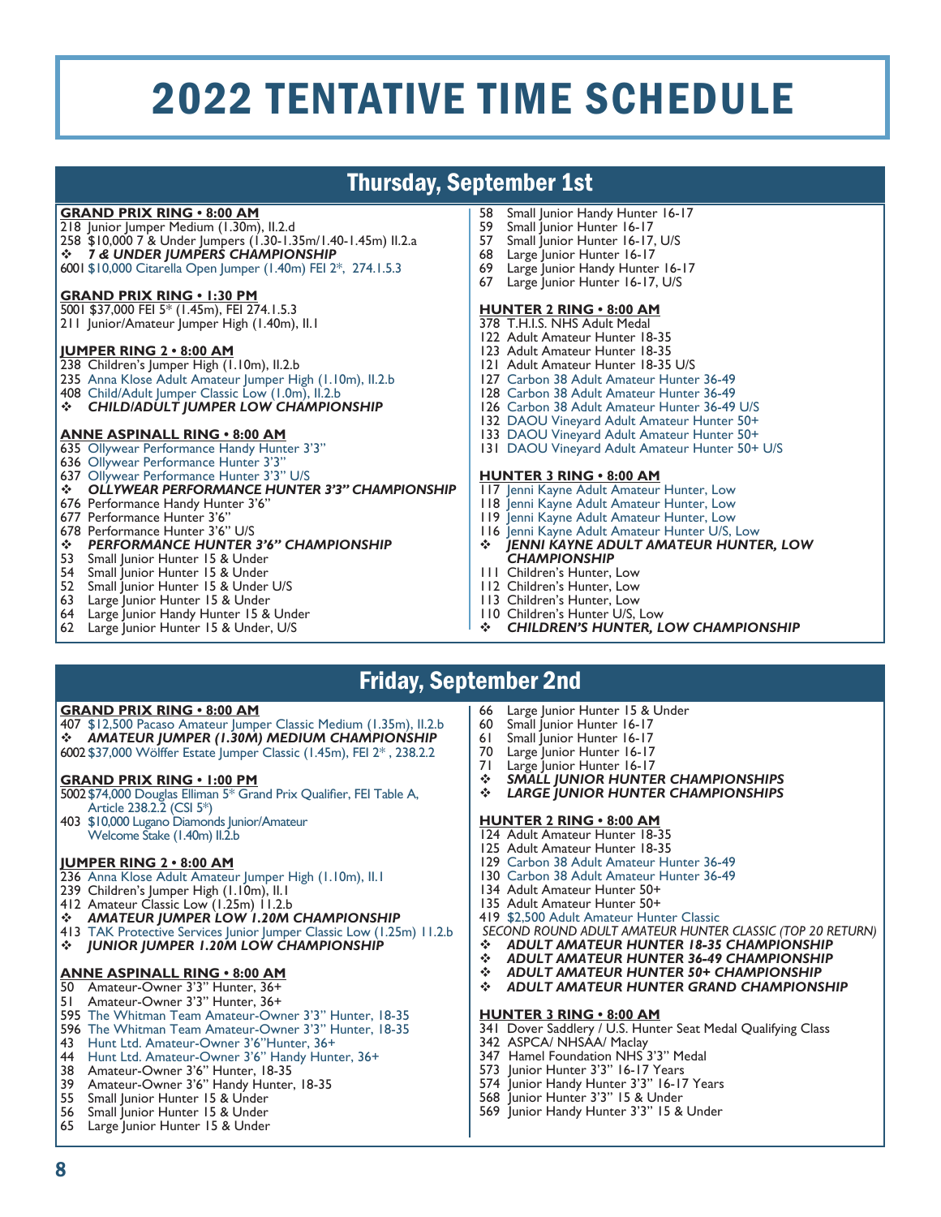# 2022 TENTATIVE TIME SCHEDULE

## Thursday, September 1st

**GRAND PRIX RING • 8:00 AM**

218 Junior Jumper Medium (1.30m), II.2.d
258 $10,000 7 & Under Jumpers (1.30-1.35m/1.40-1.45m) II.2.a
❖ ***7 & UNDER JUMPERS CHAMPIONSHIP***
6001 $10,000 Citarella Open Jumper (1.40m) FEI 2*, 274.1.5.3

**GRAND PRIX RING • 1:30 PM**

5001 $37,000 FEI 5* (1.45m), FEI 274.1.5.3
211 Junior/Amateur Jumper High (1.40m), II.1

**JUMPER RING 2 • 8:00 AM**

238 Children's Jumper High (1.10m), II.2.b
235 Anna Klose Adult Amateur Jumper High (1.10m), II.2.b
408 Child/Adult Jumper Classic Low (1.0m), II.2.b
❖ ***CHILD/ADULT JUMPER LOW CHAMPIONSHIP***

**ANNE ASPINALL RING • 8:00 AM**

635 Ollywear Performance Handy Hunter 3'3"
636 Ollywear Performance Hunter 3'3"
637 Ollywear Performance Hunter 3'3" U/S
❖ ***OLLYWEAR PERFORMANCE HUNTER 3'3" CHAMPIONSHIP***
676 Performance Handy Hunter 3'6"
677 Performance Hunter 3'6"
678 Performance Hunter 3'6" U/S
❖ ***PERFORMANCE HUNTER 3'6" CHAMPIONSHIP***
53 Small Junior Hunter 15 & Under
54 Small Junior Hunter 15 & Under
52 Small Junior Hunter 15 & Under U/S
63 Large Junior Hunter 15 & Under
64 Large Junior Handy Hunter 15 & Under
62 Large Junior Hunter 15 & Under, U/S
58 Small Junior Handy Hunter 16-17
59 Small Junior Hunter 16-17
57 Small Junior Hunter 16-17, U/S
68 Large Junior Hunter 16-17
69 Large Junior Handy Hunter 16-17
67 Large Junior Hunter 16-17, U/S

**HUNTER 2 RING • 8:00 AM**

378 T.H.I.S. NHS Adult Medal
122 Adult Amateur Hunter 18-35
123 Adult Amateur Hunter 18-35
121 Adult Amateur Hunter 18-35 U/S
127 Carbon 38 Adult Amateur Hunter 36-49
128 Carbon 38 Adult Amateur Hunter 36-49
126 Carbon 38 Adult Amateur Hunter 36-49 U/S
132 DAOU Vineyard Adult Amateur Hunter 50+
133 DAOU Vineyard Adult Amateur Hunter 50+
131 DAOU Vineyard Adult Amateur Hunter 50+ U/S

**HUNTER 3 RING • 8:00 AM**

117 Jenni Kayne Adult Amateur Hunter, Low
118 Jenni Kayne Adult Amateur Hunter, Low
119 Jenni Kayne Adult Amateur Hunter, Low
116 Jenni Kayne Adult Amateur Hunter U/S, Low
❖ ***JENNI KAYNE ADULT AMATEUR HUNTER, LOW CHAMPIONSHIP***
111 Children's Hunter, Low
112 Children's Hunter, Low
113 Children's Hunter, Low
110 Children's Hunter U/S, Low
❖ ***CHILDREN'S HUNTER, LOW CHAMPIONSHIP***

## Friday, September 2nd

**GRAND PRIX RING • 8:00 AM**

407 $12,500 Pacaso Amateur Jumper Classic Medium (1.35m), II.2.b
❖ ***AMATEUR JUMPER (1.30M) MEDIUM CHAMPIONSHIP***
6002 $37,000 Wölffer Estate Jumper Classic (1.45m), FEI 2*, 238.2.2

**GRAND PRIX RING • 1:00 PM**

5002 $74,000 Douglas Elliman 5* Grand Prix Qualifier, FEI Table A, Article 238.2.2 (CSI 5*)
403 $10,000 Lugano Diamonds Junior/Amateur Welcome Stake (1.40m) II.2.b

**JUMPER RING 2 • 8:00 AM**

236 Anna Klose Adult Amateur Jumper High (1.10m), II.1
239 Children's Jumper High (1.10m), II.1
412 Amateur Classic Low (1.25m) 11.2.b
❖ ***AMATEUR JUMPER LOW 1.20M CHAMPIONSHIP***
413 TAK Protective Services Junior Jumper Classic Low (1.25m) 11.2.b
❖ ***JUNIOR JUMPER 1.20M LOW CHAMPIONSHIP***

**ANNE ASPINALL RING • 8:00 AM**

50 Amateur-Owner 3'3" Hunter, 36+
51 Amateur-Owner 3'3" Hunter, 36+
595 The Whitman Team Amateur-Owner 3'3" Hunter, 18-35
596 The Whitman Team Amateur-Owner 3'3" Hunter, 18-35
43 Hunt Ltd. Amateur-Owner 3'6"Hunter, 36+
44 Hunt Ltd. Amateur-Owner 3'6" Handy Hunter, 36+
38 Amateur-Owner 3'6" Hunter, 18-35
39 Amateur-Owner 3'6" Handy Hunter, 18-35
55 Small Junior Hunter 15 & Under
56 Small Junior Hunter 15 & Under
65 Large Junior Hunter 15 & Under
66 Large Junior Hunter 15 & Under
60 Small Junior Hunter 16-17
61 Small Junior Hunter 16-17
70 Large Junior Hunter 16-17
71 Large Junior Hunter 16-17
❖ ***SMALL JUNIOR HUNTER CHAMPIONSHIPS***
❖ ***LARGE JUNIOR HUNTER CHAMPIONSHIPS***

**HUNTER 2 RING • 8:00 AM**

124 Adult Amateur Hunter 18-35
125 Adult Amateur Hunter 18-35
129 Carbon 38 Adult Amateur Hunter 36-49
130 Carbon 38 Adult Amateur Hunter 36-49
134 Adult Amateur Hunter 50+
135 Adult Amateur Hunter 50+
419 $2,500 Adult Amateur Hunter Classic
*SECOND ROUND ADULT AMATEUR HUNTER CLASSIC (TOP 20 RETURN)*
❖ ***ADULT AMATEUR HUNTER 18-35 CHAMPIONSHIP***
❖ ***ADULT AMATEUR HUNTER 36-49 CHAMPIONSHIP***
❖ ***ADULT AMATEUR HUNTER 50+ CHAMPIONSHIP***
❖ ***ADULT AMATEUR HUNTER GRAND CHAMPIONSHIP***

**HUNTER 3 RING • 8:00 AM**

341 Dover Saddlery / U.S. Hunter Seat Medal Qualifying Class
342 ASPCA/ NHSAA/ Maclay
347 Hamel Foundation NHS 3'3" Medal
573 Junior Hunter 3'3" 16-17 Years
574 Junior Handy Hunter 3'3" 16-17 Years
568 Junior Hunter 3'3" 15 & Under
569 Junior Handy Hunter 3'3" 15 & Under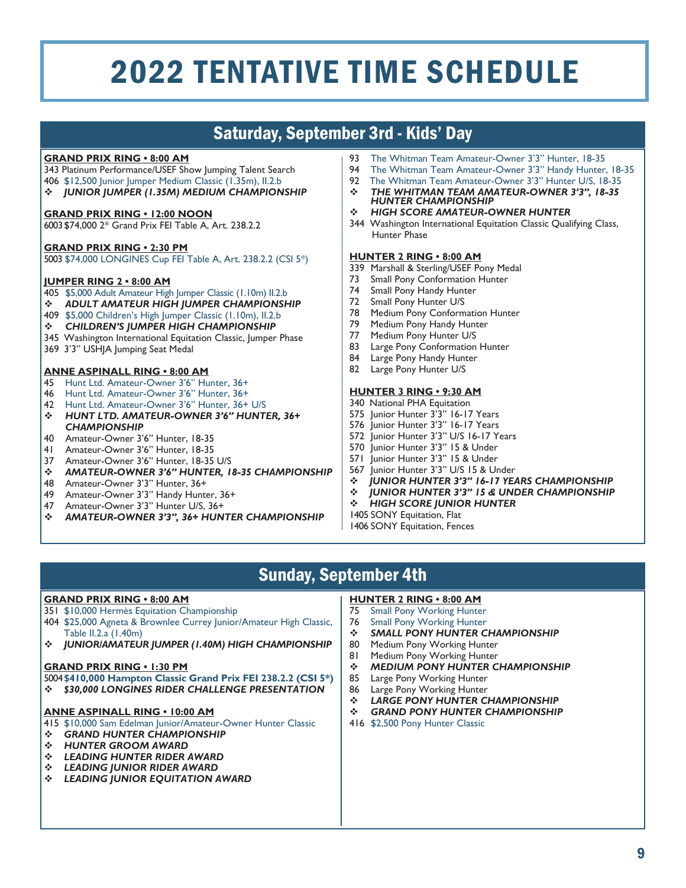# 2022 TENTATIVE TIME SCHEDULE

## Saturday, September 3rd - Kids' Day

**GRAND PRIX RING • 8:00 AM**

343 Platinum Performance/USEF Show Jumping Talent Search
406 $12,500 Junior Jumper Medium Classic (1.35m), II.2.b
❖ ***JUNIOR JUMPER (1.35M) MEDIUM CHAMPIONSHIP***

**GRAND PRIX RING • 12:00 NOON**

6003 $74,000 2* Grand Prix FEI Table A, Art. 238.2.2

**GRAND PRIX RING • 2:30 PM**

5003 $74,000 LONGINES Cup FEI Table A, Art. 238.2.2 (CSI 5*)

**JUMPER RING 2 • 8:00 AM**

405 $5,000 Adult Amateur High Jumper Classic (1.10m) II.2.b
❖ ***ADULT AMATEUR HIGH JUMPER CHAMPIONSHIP***
409 $5,000 Children's High Jumper Classic (1.10m), II.2.b
❖ ***CHILDREN'S JUMPER HIGH CHAMPIONSHIP***
345 Washington International Equitation Classic, Jumper Phase
369 3'3" USHJA Jumping Seat Medal

**ANNE ASPINALL RING • 8:00 AM**

45 Hunt Ltd. Amateur-Owner 3'6" Hunter, 36+
46 Hunt Ltd. Amateur-Owner 3'6" Hunter, 36+
42 Hunt Ltd. Amateur-Owner 3'6" Hunter, 36+ U/S
❖ ***HUNT LTD. AMATEUR-OWNER 3'6" HUNTER, 36+ CHAMPIONSHIP***
40 Amateur-Owner 3'6" Hunter, 18-35
41 Amateur-Owner 3'6" Hunter, 18-35
37 Amateur-Owner 3'6" Hunter, 18-35 U/S
❖ ***AMATEUR-OWNER 3'6" HUNTER, 18-35 CHAMPIONSHIP***
48 Amateur-Owner 3'3" Hunter, 36+
49 Amateur-Owner 3'3" Handy Hunter, 36+
47 Amateur-Owner 3'3" Hunter U/S, 36+
❖ ***AMATEUR-OWNER 3'3", 36+ HUNTER CHAMPIONSHIP***
93 The Whitman Team Amateur-Owner 3'3" Hunter, 18-35
94 The Whitman Team Amateur-Owner 3'3" Handy Hunter, 18-35
92 The Whitman Team Amateur-Owner 3'3" Hunter U/S, 18-35
❖ ***THE WHITMAN TEAM AMATEUR-OWNER 3'3", 18-35 HUNTER CHAMPIONSHIP***
❖ ***HIGH SCORE AMATEUR-OWNER HUNTER***
344 Washington International Equitation Classic Qualifying Class, Hunter Phase

**HUNTER 2 RING • 8:00 AM**

339 Marshall & Sterling/USEF Pony Medal
73 Small Pony Conformation Hunter
74 Small Pony Handy Hunter
72 Small Pony Hunter U/S
78 Medium Pony Conformation Hunter
79 Medium Pony Handy Hunter
77 Medium Pony Hunter U/S
83 Large Pony Conformation Hunter
84 Large Pony Handy Hunter
82 Large Pony Hunter U/S

**HUNTER 3 RING • 9:30 AM**

340 National PHA Equitation
575 Junior Hunter 3'3" 16-17 Years
576 Junior Hunter 3'3" 16-17 Years
572 Junior Hunter 3'3" U/S 16-17 Years
570 Junior Hunter 3'3" 15 & Under
571 Junior Hunter 3'3" 15 & Under
567 Junior Hunter 3'3" U/S 15 & Under
❖ ***JUNIOR HUNTER 3'3" 16-17 YEARS CHAMPIONSHIP***
❖ ***JUNIOR HUNTER 3'3" 15 & UNDER CHAMPIONSHIP***
❖ ***HIGH SCORE JUNIOR HUNTER***
1405 SONY Equitation, Flat
1406 SONY Equitation, Fences

## Sunday, September 4th

**GRAND PRIX RING • 8:00 AM**

351 $10,000 Hermès Equitation Championship
404 $25,000 Agneta & Brownlee Currey Junior/Amateur High Classic, Table II.2.a (1.40m)
❖ ***JUNIOR/AMATEUR JUMPER (1.40M) HIGH CHAMPIONSHIP***

**GRAND PRIX RING • 1:30 PM**

5004 **$410,000 Hampton Classic Grand Prix FEI 238.2.2 (CSI 5*)**
❖ ***$30,000 LONGINES RIDER CHALLENGE PRESENTATION***

**ANNE ASPINALL RING • 10:00 AM**

415 $10,000 Sam Edelman Junior/Amateur-Owner Hunter Classic
❖ ***GRAND HUNTER CHAMPIONSHIP***
❖ ***HUNTER GROOM AWARD***
❖ ***LEADING HUNTER RIDER AWARD***
❖ ***LEADING JUNIOR RIDER AWARD***
❖ ***LEADING JUNIOR EQUITATION AWARD***

**HUNTER 2 RING • 8:00 AM**

75 Small Pony Working Hunter
76 Small Pony Working Hunter
❖ ***SMALL PONY HUNTER CHAMPIONSHIP***
80 Medium Pony Working Hunter
81 Medium Pony Working Hunter
❖ ***MEDIUM PONY HUNTER CHAMPIONSHIP***
85 Large Pony Working Hunter
86 Large Pony Working Hunter
❖ ***LARGE PONY HUNTER CHAMPIONSHIP***
❖ ***GRAND PONY HUNTER CHAMPIONSHIP***
416 $2,500 Pony Hunter Classic